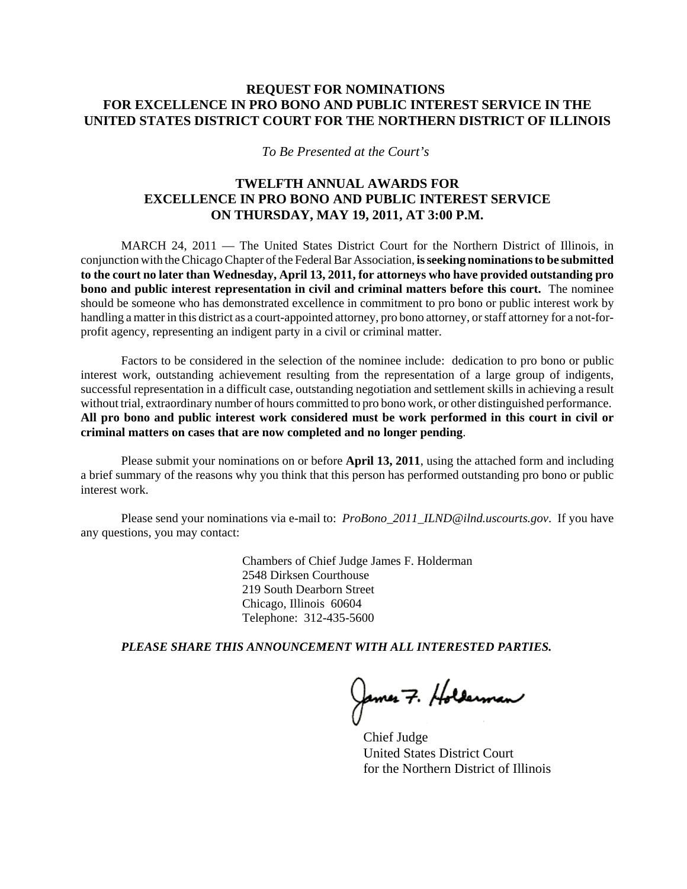# REQUEST FOR NOMINATIONS FOR EXCELLENCE IN PRO BONO AND PUBLIC INTEREST SERVICE IN THE UNITED STATES DISTRICT COURT FOR THE NORTHERN DISTRICT OF ILLINOIS

*To Be Presented at the Court's*

## TWELFTH ANNUAL AWARDS FOR EXCELLENCE IN PRO BONO AND PUBLIC INTEREST SERVICE ON THURSDAY, MAY 19, 2011, AT 3:00 P.M.

MARCH 24, 2011 — The United States District Court for the Northern District of Illinois, in conjunction with the Chicago Chapter of the Federal Bar Association, **is seeking nominations to be submitted to the court no later than Wednesday, April 13, 2011, for attorneys who have provided outstanding pro bono and public interest representation in civil and criminal matters before this court.** The nominee should be someone who has demonstrated excellence in commitment to pro bono or public interest work by handling a matter in this district as a court-appointed attorney, pro bono attorney, or staff attorney for a not-for-profit agency, representing an indigent party in a civil or criminal matter.

Factors to be considered in the selection of the nominee include: dedication to pro bono or public interest work, outstanding achievement resulting from the representation of a large group of indigents, successful representation in a difficult case, outstanding negotiation and settlement skills in achieving a result without trial, extraordinary number of hours committed to pro bono work, or other distinguished performance. **All pro bono and public interest work considered must be work performed in this court in civil or criminal matters on cases that are now completed and no longer pending**.

Please submit your nominations on or before **April 13, 2011**, using the attached form and including a brief summary of the reasons why you think that this person has performed outstanding pro bono or public interest work.

Please send your nominations via e-mail to: *ProBono_2011_ILND@ilnd.uscourts.gov*. If you have any questions, you may contact:

Chambers of Chief Judge James F. Holderman
2548 Dirksen Courthouse
219 South Dearborn Street
Chicago, Illinois 60604
Telephone: 312-435-5600

***PLEASE SHARE THIS ANNOUNCEMENT WITH ALL INTERESTED PARTIES.***

James F. Holderman

Chief Judge
United States District Court
for the Northern District of Illinois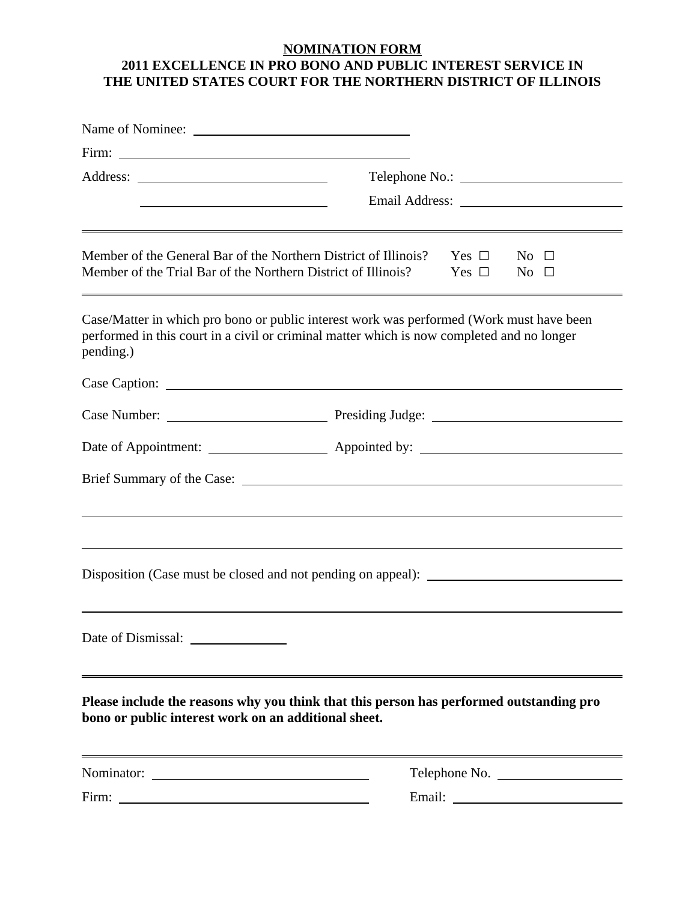**NOMINATION FORM**

**2011 EXCELLENCE IN PRO BONO AND PUBLIC INTEREST SERVICE IN THE UNITED STATES COURT FOR THE NORTHERN DISTRICT OF ILLINOIS**

Name of Nominee: \_\_\_\_\_\_\_\_\_\_\_\_\_\_\_\_\_\_\_\_\_\_\_\_\_\_\_\_\_\_

Firm: \_\_\_\_\_\_\_\_\_\_\_\_\_\_\_\_\_\_\_\_\_\_\_\_\_\_\_\_\_\_

Address: \_\_\_\_\_\_\_\_\_\_\_\_\_\_\_\_\_\_\_\_\_\_\_\_\_\_ Telephone No.: \_\_\_\_\_\_\_\_\_\_\_\_\_\_\_\_\_\_\_\_

\_\_\_\_\_\_\_\_\_\_\_\_\_\_\_\_\_\_\_\_\_\_\_\_\_\_ Email Address: \_\_\_\_\_\_\_\_\_\_\_\_\_\_\_\_\_\_\_\_

---

Member of the General Bar of the Northern District of Illinois? Yes ☐ No ☐

Member of the Trial Bar of the Northern District of Illinois? Yes ☐ No ☐

---

Case/Matter in which pro bono or public interest work was performed (Work must have been performed in this court in a civil or criminal matter which is now completed and no longer pending.)

Case Caption: \_\_\_\_\_\_\_\_\_\_\_\_\_\_\_\_\_\_\_\_\_\_\_\_\_\_\_\_\_\_\_\_\_\_\_\_\_\_\_\_\_\_\_\_\_\_\_\_\_\_\_\_

Case Number: \_\_\_\_\_\_\_\_\_\_\_\_\_\_\_\_\_\_\_\_ Presiding Judge: \_\_\_\_\_\_\_\_\_\_\_\_\_\_\_\_\_\_\_\_\_\_\_\_

Date of Appointment: \_\_\_\_\_\_\_\_\_\_\_\_\_\_\_\_ Appointed by: \_\_\_\_\_\_\_\_\_\_\_\_\_\_\_\_\_\_\_\_\_\_\_\_

Brief Summary of the Case: \_\_\_\_\_\_\_\_\_\_\_\_\_\_\_\_\_\_\_\_\_\_\_\_\_\_\_\_\_\_\_\_\_\_\_\_\_\_\_\_\_\_\_\_

\_\_\_\_\_\_\_\_\_\_\_\_\_\_\_\_\_\_\_\_\_\_\_\_\_\_\_\_\_\_\_\_\_\_\_\_\_\_\_\_\_\_\_\_\_\_\_\_\_\_\_\_\_\_\_\_\_\_\_\_\_\_\_\_

\_\_\_\_\_\_\_\_\_\_\_\_\_\_\_\_\_\_\_\_\_\_\_\_\_\_\_\_\_\_\_\_\_\_\_\_\_\_\_\_\_\_\_\_\_\_\_\_\_\_\_\_\_\_\_\_\_\_\_\_\_\_\_\_

Disposition (Case must be closed and not pending on appeal): \_\_\_\_\_\_\_\_\_\_\_\_\_\_\_\_\_\_\_\_\_\_\_\_

\_\_\_\_\_\_\_\_\_\_\_\_\_\_\_\_\_\_\_\_\_\_\_\_\_\_\_\_\_\_\_\_\_\_\_\_\_\_\_\_\_\_\_\_\_\_\_\_\_\_\_\_\_\_\_\_\_\_\_\_\_\_\_\_

Date of Dismissal: \_\_\_\_\_\_\_\_\_\_\_\_

---

**Please include the reasons why you think that this person has performed outstanding pro bono or public interest work on an additional sheet.**

---

Nominator: \_\_\_\_\_\_\_\_\_\_\_\_\_\_\_\_\_\_\_\_\_\_\_\_\_\_\_\_ Telephone No. \_\_\_\_\_\_\_\_\_\_\_\_\_\_\_\_

Firm: \_\_\_\_\_\_\_\_\_\_\_\_\_\_\_\_\_\_\_\_\_\_\_\_\_\_\_\_\_\_\_\_\_ Email: \_\_\_\_\_\_\_\_\_\_\_\_\_\_\_\_\_\_\_\_\_\_